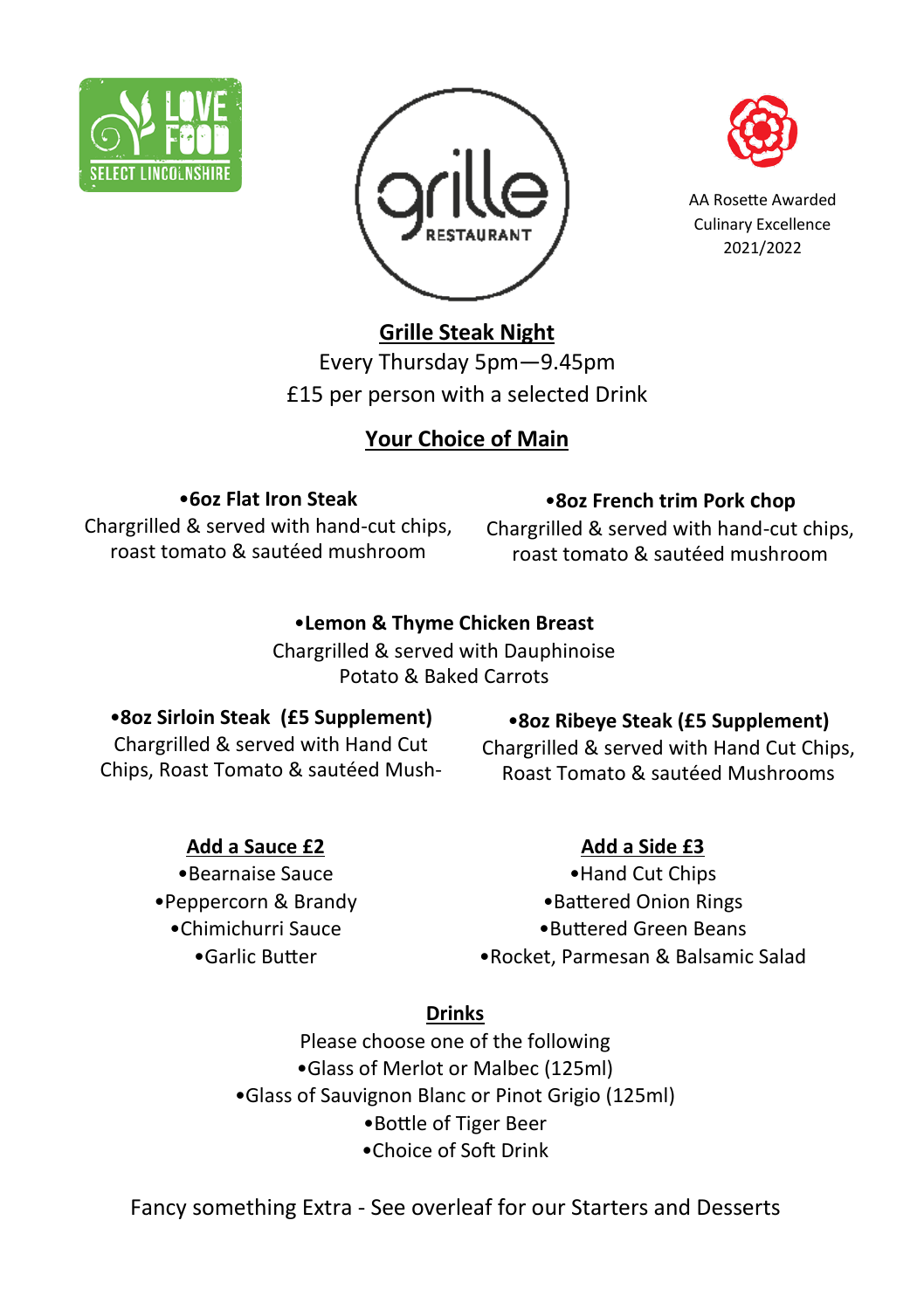LOVE FOOD SELECT LINCOLNSHIRE

grille RESTAURANT

AA Rosette Awarded Culinary Excellence 2021/2022

## Grille Steak Night

Every Thursday 5pm—9.45pm

£15 per person with a selected Drink

## Your Choice of Main

**•6oz Flat Iron Steak**
Chargrilled & served with hand-cut chips, roast tomato & sautéed mushroom

**•8oz French trim Pork chop**
Chargrilled & served with hand-cut chips, roast tomato & sautéed mushroom

**•Lemon & Thyme Chicken Breast**
Chargrilled & served with Dauphinoise Potato & Baked Carrots

**•8oz Sirloin Steak (£5 Supplement)**
Chargrilled & served with Hand Cut Chips, Roast Tomato & sautéed Mush-

**•8oz Ribeye Steak (£5 Supplement)**
Chargrilled & served with Hand Cut Chips, Roast Tomato & sautéed Mushrooms

## Add a Sauce £2

- Bearnaise Sauce
- Peppercorn & Brandy
- Chimichurri Sauce
- Garlic Butter

## Add a Side £3

- Hand Cut Chips
- Battered Onion Rings
- Buttered Green Beans
- Rocket, Parmesan & Balsamic Salad

## Drinks

Please choose one of the following

- Glass of Merlot or Malbec (125ml)
- Glass of Sauvignon Blanc or Pinot Grigio (125ml)
- Bottle of Tiger Beer
- Choice of Soft Drink

Fancy something Extra - See overleaf for our Starters and Desserts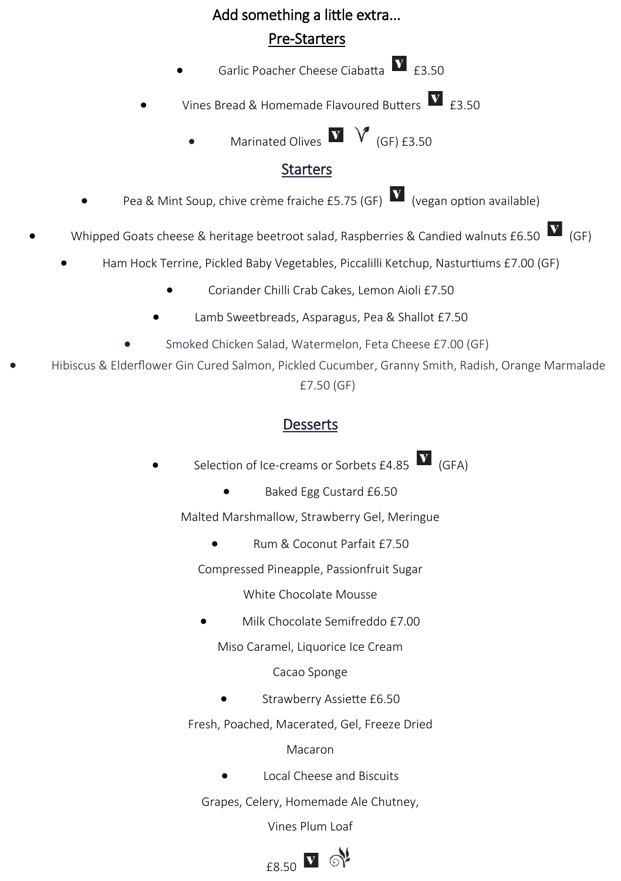Add something a little extra...

## Pre-Starters

- Garlic Poacher Cheese Ciabatta V £3.50
- Vines Bread & Homemade Flavoured Butters V £3.50
- Marinated Olives V (GF) £3.50

## Starters

- Pea & Mint Soup, chive crème fraiche £5.75 (GF) V (vegan option available)
- Whipped Goats cheese & heritage beetroot salad, Raspberries & Candied walnuts £6.50 V (GF)
- Ham Hock Terrine, Pickled Baby Vegetables, Piccalilli Ketchup, Nasturtiums £7.00 (GF)
- Coriander Chilli Crab Cakes, Lemon Aioli £7.50
- Lamb Sweetbreads, Asparagus, Pea & Shallot £7.50
- Smoked Chicken Salad, Watermelon, Feta Cheese £7.00 (GF)
- Hibiscus & Elderflower Gin Cured Salmon, Pickled Cucumber, Granny Smith, Radish, Orange Marmalade £7.50 (GF)

## Desserts

- Selection of Ice-creams or Sorbets £4.85 V (GFA)
- Baked Egg Custard £6.50

  Malted Marshmallow, Strawberry Gel, Meringue
- Rum & Coconut Parfait £7.50

  Compressed Pineapple, Passionfruit Sugar

  White Chocolate Mousse
- Milk Chocolate Semifreddo £7.00

  Miso Caramel, Liquorice Ice Cream

  Cacao Sponge
- Strawberry Assiette £6.50

  Fresh, Poached, Macerated, Gel, Freeze Dried

  Macaron
- Local Cheese and Biscuits

  Grapes, Celery, Homemade Ale Chutney,

  Vines Plum Loaf

  £8.50 V